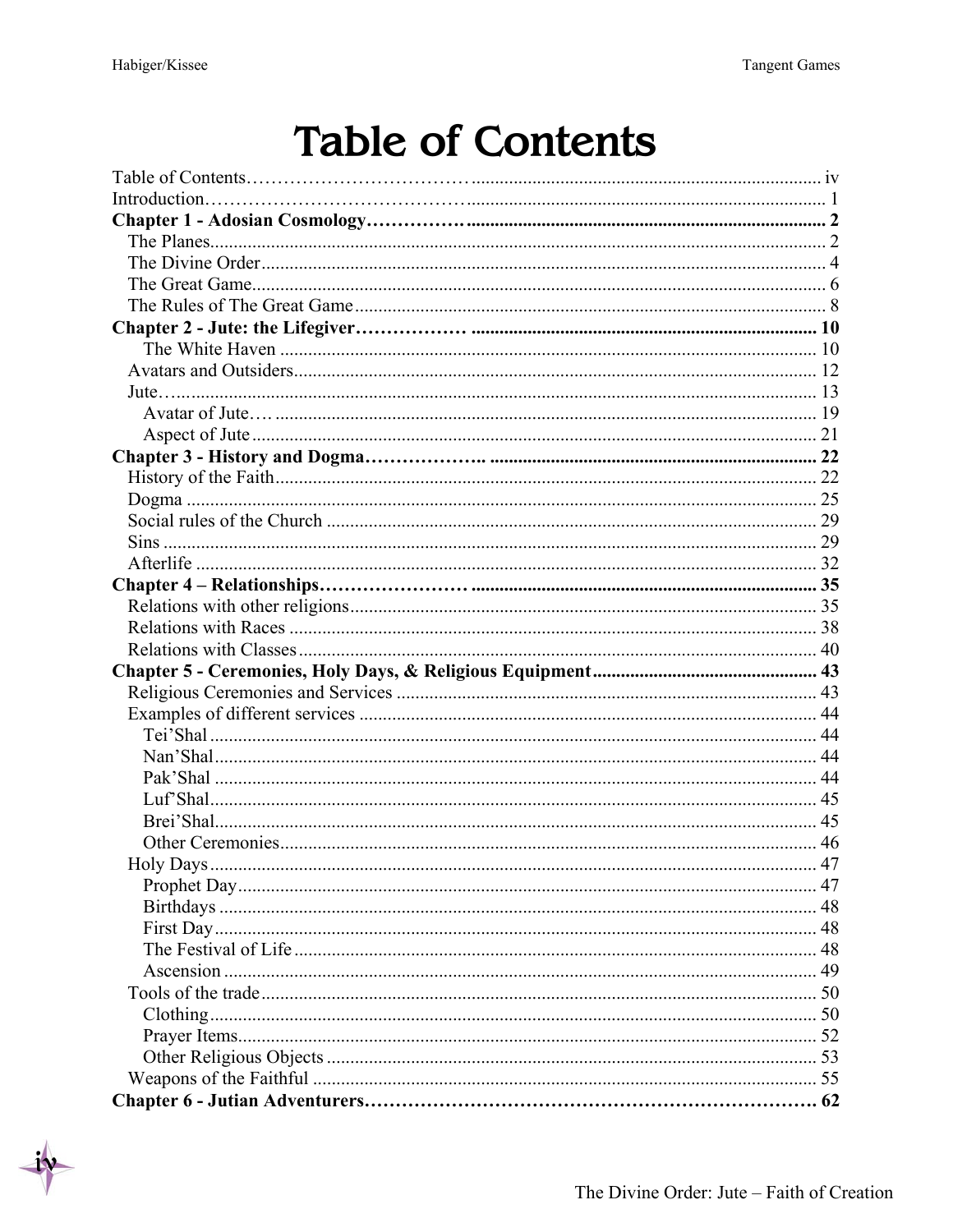# Table of Contents

Table of Contents ... iv
Introduction ... 1
**Chapter 1 - Adosian Cosmology ... 2**
- The Planes ... 2
- The Divine Order ... 4
- The Great Game ... 6
- The Rules of The Great Game ... 8

**Chapter 2 - Jute: the Lifegiver ... 10**
- The White Haven ... 10
- Avatars and Outsiders ... 12
- Jute ... 13
  - Avatar of Jute ... 19
  - Aspect of Jute ... 21

**Chapter 3 - History and Dogma ... 22**
- History of the Faith ... 22
- Dogma ... 25
- Social rules of the Church ... 29
- Sins ... 29
- Afterlife ... 32

**Chapter 4 – Relationships ... 35**
- Relations with other religions ... 35
- Relations with Races ... 38
- Relations with Classes ... 40

**Chapter 5 - Ceremonies, Holy Days, & Religious Equipment ... 43**
- Religious Ceremonies and Services ... 43
- Examples of different services ... 44
  - Tei'Shal ... 44
  - Nan'Shal ... 44
  - Pak'Shal ... 44
  - Luf'Shal ... 45
  - Brei'Shal ... 45
  - Other Ceremonies ... 46
- Holy Days ... 47
  - Prophet Day ... 47
  - Birthdays ... 48
  - First Day ... 48
  - The Festival of Life ... 48
  - Ascension ... 49
- Tools of the trade ... 50
  - Clothing ... 50
  - Prayer Items ... 52
  - Other Religious Objects ... 53
- Weapons of the Faithful ... 55

**Chapter 6 - Jutian Adventurers ... 62**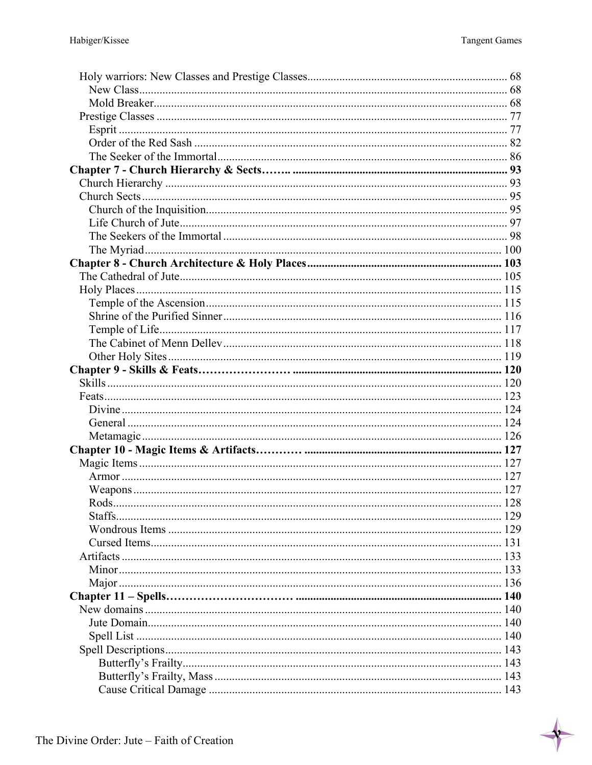Holy warriors: New Classes and Prestige Classes .................... 68
  New Class .................... 68
  Mold Breaker .................... 68
Prestige Classes .................... 77
  Esprit .................... 77
  Order of the Red Sash .................... 82
  The Seeker of the Immortal .................... 86

**Chapter 7 - Church Hierarchy & Sects…….. .................... 93**

Church Hierarchy .................... 93
Church Sects .................... 95
  Church of the Inquisition .................... 95
  Life Church of Jute .................... 97
  The Seekers of the Immortal .................... 98
  The Myriad .................... 100

**Chapter 8 - Church Architecture & Holy Places .................... 103**

The Cathedral of Jute .................... 105
Holy Places .................... 115
  Temple of the Ascension .................... 115
  Shrine of the Purified Sinner .................... 116
  Temple of Life .................... 117
  The Cabinet of Menn Dellev .................... 118
  Other Holy Sites .................... 119

**Chapter 9 - Skills & Feats…………………… .................... 120**

Skills .................... 120
Feats .................... 123
  Divine .................... 124
  General .................... 124
  Metamagic .................... 126

**Chapter 10 - Magic Items & Artifacts………… .................... 127**

Magic Items .................... 127
  Armor .................... 127
  Weapons .................... 127
  Rods .................... 128
  Staffs .................... 129
  Wondrous Items .................... 129
  Cursed Items .................... 131
Artifacts .................... 133
  Minor .................... 133
  Major .................... 136

**Chapter 11 – Spells………………………… .................... 140**

New domains .................... 140
  Jute Domain .................... 140
  Spell List .................... 140
Spell Descriptions .................... 143
    Butterfly's Frailty .................... 143
    Butterfly's Frailty, Mass .................... 143
    Cause Critical Damage .................... 143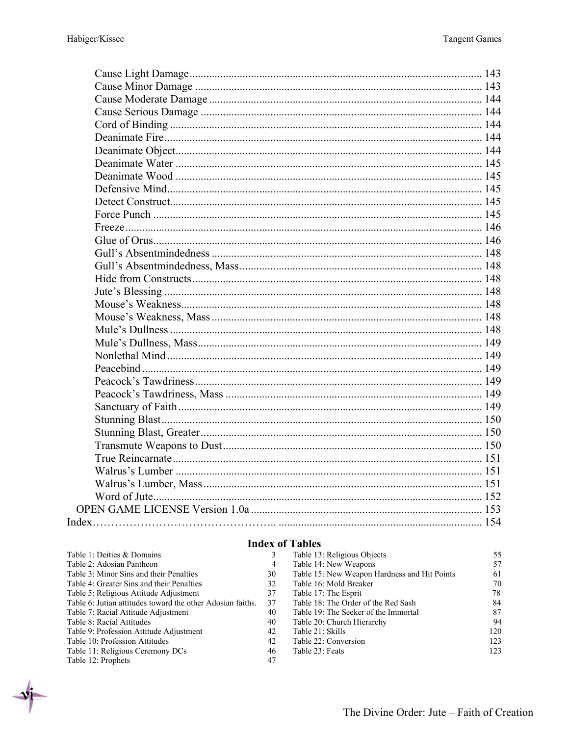Cause Light Damage ........................................................................................................ 143
Cause Minor Damage ...................................................................................................... 143
Cause Moderate Damage ................................................................................................. 144
Cause Serious Damage .................................................................................................... 144
Cord of Binding .............................................................................................................. 144
Deanimate Fire ................................................................................................................ 144
Deanimate Object ............................................................................................................ 144
Deanimate Water ............................................................................................................. 145
Deanimate Wood ............................................................................................................. 145
Defensive Mind ................................................................................................................ 145
Detect Construct ............................................................................................................... 145
Force Punch ..................................................................................................................... 145
Freeze ............................................................................................................................... 146
Glue of Orus ..................................................................................................................... 146
Gull's Absentmindedness ................................................................................................ 148
Gull's Absentmindedness, Mass ...................................................................................... 148
Hide from Constructs ....................................................................................................... 148
Jute's Blessing ................................................................................................................. 148
Mouse's Weakness ............................................................................................................ 148
Mouse's Weakness, Mass ................................................................................................ 148
Mule's Dullness ............................................................................................................... 148
Mule's Dullness, Mass ..................................................................................................... 149
Nonlethal Mind ................................................................................................................ 149
Peacebind ......................................................................................................................... 149
Peacock's Tawdriness ....................................................................................................... 149
Peacock's Tawdriness, Mass ........................................................................................... 149
Sanctuary of Faith ............................................................................................................ 149
Stunning Blast .................................................................................................................. 150
Stunning Blast, Greater .................................................................................................... 150
Transmute Weapons to Dust ............................................................................................ 150
True Reincarnate .............................................................................................................. 151
Walrus's Lumber ............................................................................................................. 151
Walrus's Lumber, Mass ................................................................................................... 151
Word of Jute ..................................................................................................................... 152

OPEN GAME LICENSE Version 1.0a .................................................................................. 153

Index……………………………………….. ........................................................................ 154

## Index of Tables

Table 1: Deities & Domains 3
Table 2: Adosian Pantheon 4
Table 3: Minor Sins and their Penalties 30
Table 4: Greater Sins and their Penalties 32
Table 5: Religious Attitude Adjustment 37
Table 6: Jutian attitudes toward the other Adosian faiths. 37
Table 7: Racial Attitude Adjustment 40
Table 8: Racial Attitudes 40
Table 9: Profession Attitude Adjustment 42
Table 10: Profession Attitudes 42
Table 11: Religious Ceremony DCs 46
Table 12: Prophets 47
Table 13: Religious Objects 55
Table 14: New Weapons 57
Table 15: New Weapon Hardness and Hit Points 61
Table 16: Mold Breaker 70
Table 17: The Esprit 78
Table 18: The Order of the Red Sash 84
Table 19: The Seeker of the Immortal 87
Table 20: Church Hierarchy 94
Table 21: Skills 120
Table 22: Conversion 123
Table 23: Feats 123